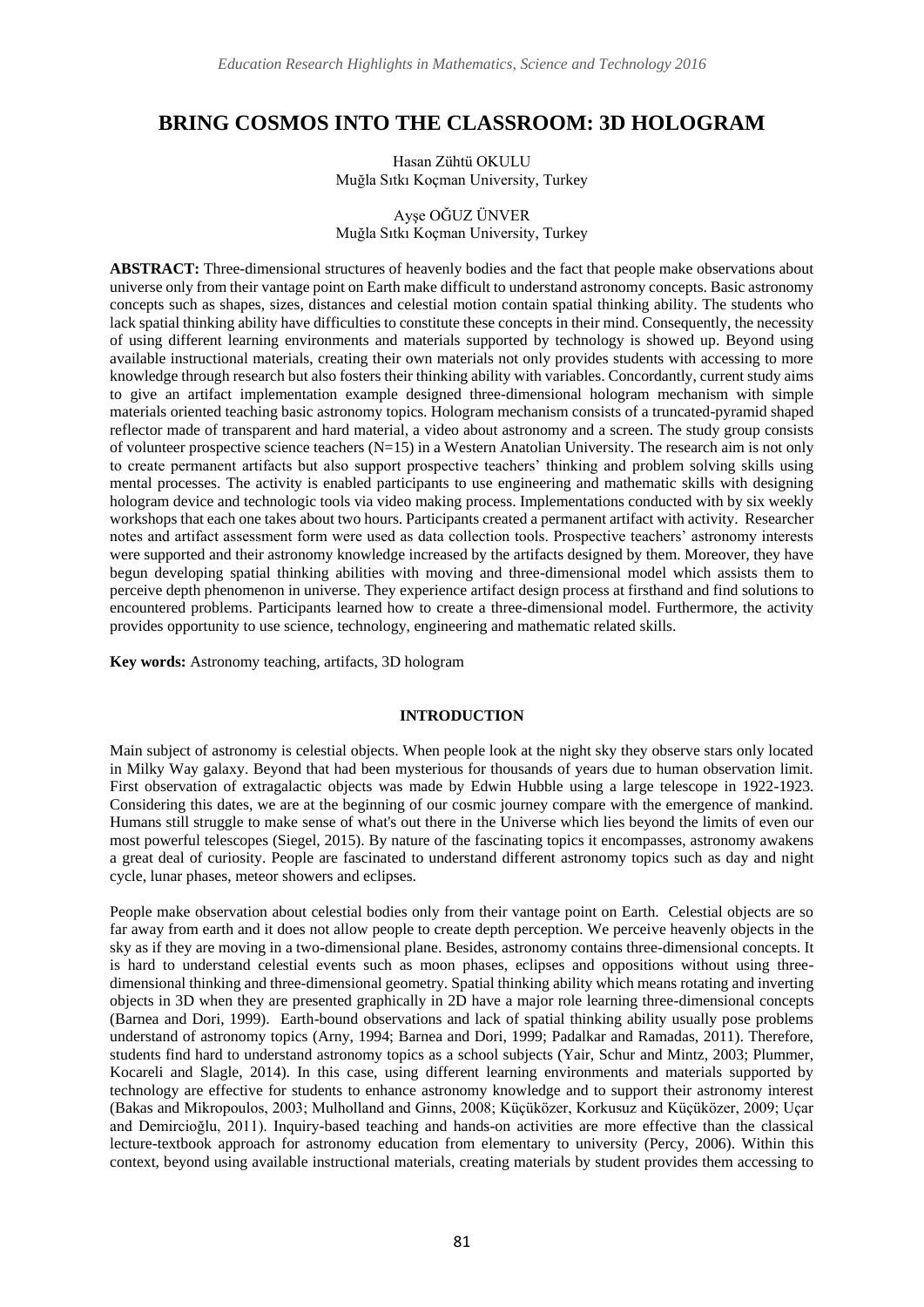# BRING COSMOS INTO THE CLASSROOM: 3D HOLOGRAM

Hasan Zühtü OKULU
Muğla Sıtkı Koçman University, Turkey

Ayşe OĞUZ ÜNVER
Muğla Sıtkı Koçman University, Turkey

**ABSTRACT:** Three-dimensional structures of heavenly bodies and the fact that people make observations about universe only from their vantage point on Earth make difficult to understand astronomy concepts. Basic astronomy concepts such as shapes, sizes, distances and celestial motion contain spatial thinking ability. The students who lack spatial thinking ability have difficulties to constitute these concepts in their mind. Consequently, the necessity of using different learning environments and materials supported by technology is showed up. Beyond using available instructional materials, creating their own materials not only provides students with accessing to more knowledge through research but also fosters their thinking ability with variables. Concordantly, current study aims to give an artifact implementation example designed three-dimensional hologram mechanism with simple materials oriented teaching basic astronomy topics. Hologram mechanism consists of a truncated-pyramid shaped reflector made of transparent and hard material, a video about astronomy and a screen. The study group consists of volunteer prospective science teachers (N=15) in a Western Anatolian University. The research aim is not only to create permanent artifacts but also support prospective teachers' thinking and problem solving skills using mental processes. The activity is enabled participants to use engineering and mathematic skills with designing hologram device and technologic tools via video making process. Implementations conducted with by six weekly workshops that each one takes about two hours. Participants created a permanent artifact with activity. Researcher notes and artifact assessment form were used as data collection tools. Prospective teachers' astronomy interests were supported and their astronomy knowledge increased by the artifacts designed by them. Moreover, they have begun developing spatial thinking abilities with moving and three-dimensional model which assists them to perceive depth phenomenon in universe. They experience artifact design process at firsthand and find solutions to encountered problems. Participants learned how to create a three-dimensional model. Furthermore, the activity provides opportunity to use science, technology, engineering and mathematic related skills.

**Key words:** Astronomy teaching, artifacts, 3D hologram

## INTRODUCTION

Main subject of astronomy is celestial objects. When people look at the night sky they observe stars only located in Milky Way galaxy. Beyond that had been mysterious for thousands of years due to human observation limit. First observation of extragalactic objects was made by Edwin Hubble using a large telescope in 1922-1923. Considering this dates, we are at the beginning of our cosmic journey compare with the emergence of mankind. Humans still struggle to make sense of what's out there in the Universe which lies beyond the limits of even our most powerful telescopes (Siegel, 2015). By nature of the fascinating topics it encompasses, astronomy awakens a great deal of curiosity. People are fascinated to understand different astronomy topics such as day and night cycle, lunar phases, meteor showers and eclipses.

People make observation about celestial bodies only from their vantage point on Earth. Celestial objects are so far away from earth and it does not allow people to create depth perception. We perceive heavenly objects in the sky as if they are moving in a two-dimensional plane. Besides, astronomy contains three-dimensional concepts. It is hard to understand celestial events such as moon phases, eclipses and oppositions without using three-dimensional thinking and three-dimensional geometry. Spatial thinking ability which means rotating and inverting objects in 3D when they are presented graphically in 2D have a major role learning three-dimensional concepts (Barnea and Dori, 1999). Earth-bound observations and lack of spatial thinking ability usually pose problems understand of astronomy topics (Arny, 1994; Barnea and Dori, 1999; Padalkar and Ramadas, 2011). Therefore, students find hard to understand astronomy topics as a school subjects (Yair, Schur and Mintz, 2003; Plummer, Kocareli and Slagle, 2014). In this case, using different learning environments and materials supported by technology are effective for students to enhance astronomy knowledge and to support their astronomy interest (Bakas and Mikropoulos, 2003; Mulholland and Ginns, 2008; Küçüközer, Korkusuz and Küçüközer, 2009; Uçar and Demircioğlu, 2011). Inquiry-based teaching and hands-on activities are more effective than the classical lecture-textbook approach for astronomy education from elementary to university (Percy, 2006). Within this context, beyond using available instructional materials, creating materials by student provides them accessing to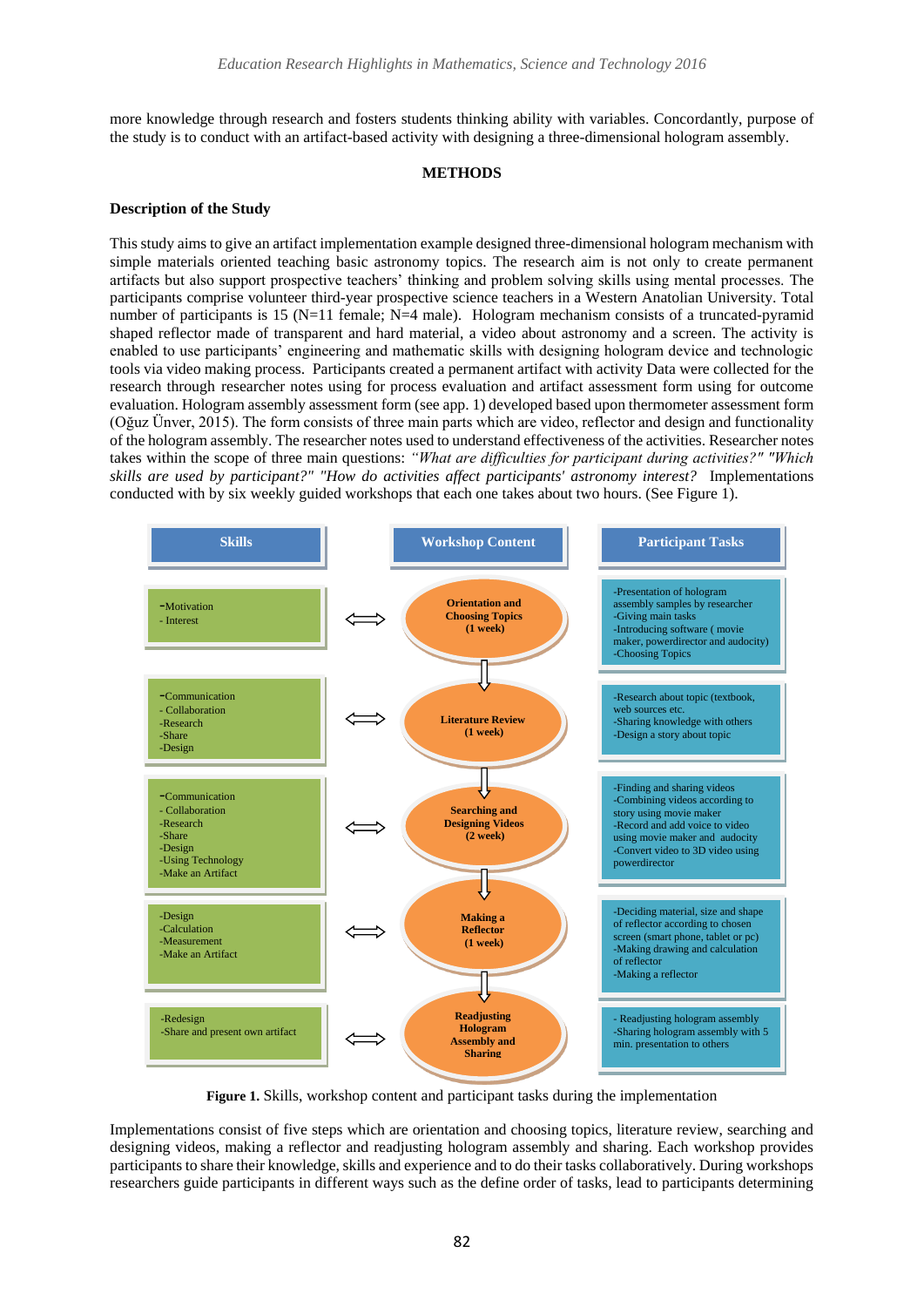more knowledge through research and fosters students thinking ability with variables. Concordantly, purpose of the study is to conduct with an artifact-based activity with designing a three-dimensional hologram assembly.

## METHODS

### Description of the Study

This study aims to give an artifact implementation example designed three-dimensional hologram mechanism with simple materials oriented teaching basic astronomy topics. The research aim is not only to create permanent artifacts but also support prospective teachers' thinking and problem solving skills using mental processes. The participants comprise volunteer third-year prospective science teachers in a Western Anatolian University. Total number of participants is 15 (N=11 female; N=4 male). Hologram mechanism consists of a truncated-pyramid shaped reflector made of transparent and hard material, a video about astronomy and a screen. The activity is enabled to use participants' engineering and mathematic skills with designing hologram device and technologic tools via video making process. Participants created a permanent artifact with activity Data were collected for the research through researcher notes using for process evaluation and artifact assessment form using for outcome evaluation. Hologram assembly assessment form (see app. 1) developed based upon thermometer assessment form (Oğuz Ünver, 2015). The form consists of three main parts which are video, reflector and design and functionality of the hologram assembly. The researcher notes used to understand effectiveness of the activities. Researcher notes takes within the scope of three main questions: *"What are difficulties for participant during activities?" "Which skills are used by participant?" "How do activities affect participants' astronomy interest?* Implementations conducted with by six weekly guided workshops that each one takes about two hours. (See Figure 1).

| Skills | Workshop Content | Participant Tasks |
|---|---|---|
| -Motivation<br>- Interest | Orientation and Choosing Topics (1 week) | -Presentation of hologram assembly samples by researcher<br>-Giving main tasks<br>-Introducing software ( movie maker, powerdirector and audocity)<br>-Choosing Topics |
| -Communication<br>- Collaboration<br>-Research<br>-Share<br>-Design | Literature Review (1 week) | -Research about topic (textbook, web sources etc.<br>-Sharing knowledge with others<br>-Design a story about topic |
| -Communication<br>- Collaboration<br>-Research<br>-Share<br>-Design<br>-Using Technology<br>-Make an Artifact | Searching and Designing Videos (2 week) | -Finding and sharing videos<br>-Combining videos according to story using movie maker<br>-Record and add voice to video using movie maker and audocity<br>-Convert video to 3D video using powerdirector |
| -Design<br>-Calculation<br>-Measurement<br>-Make an Artifact | Making a Reflector (1 week) | -Deciding material, size and shape of reflector according to chosen screen (smart phone, tablet or pc)<br>-Making drawing and calculation of reflector<br>-Making a reflector |
| -Redesign<br>-Share and present own artifact | Readjusting Hologram Assembly and Sharing | - Readjusting hologram assembly<br>-Sharing hologram assembly with 5 min. presentation to others |

**Figure 1.** Skills, workshop content and participant tasks during the implementation

Implementations consist of five steps which are orientation and choosing topics, literature review, searching and designing videos, making a reflector and readjusting hologram assembly and sharing. Each workshop provides participants to share their knowledge, skills and experience and to do their tasks collaboratively. During workshops researchers guide participants in different ways such as the define order of tasks, lead to participants determining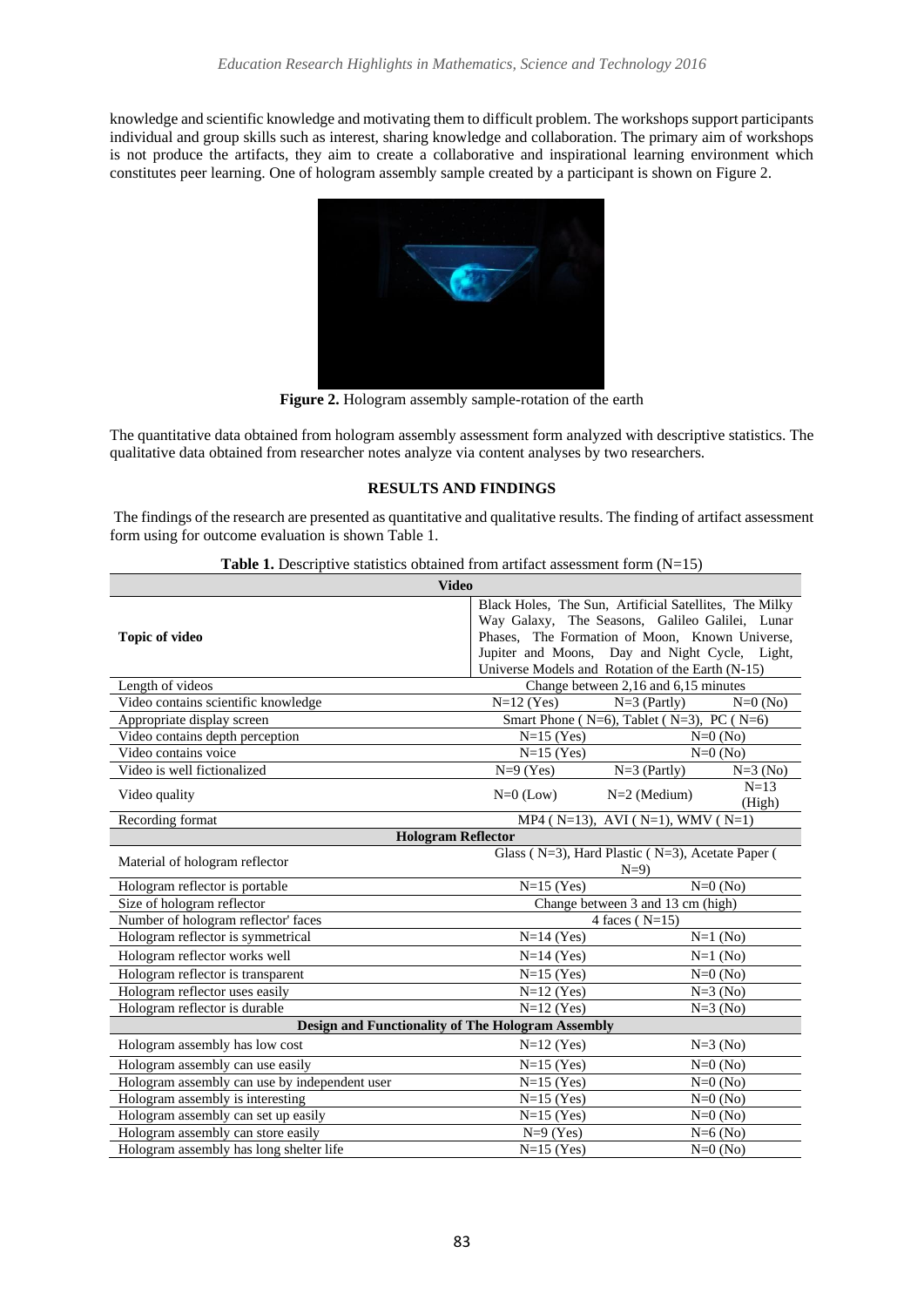knowledge and scientific knowledge and motivating them to difficult problem. The workshops support participants individual and group skills such as interest, sharing knowledge and collaboration. The primary aim of workshops is not produce the artifacts, they aim to create a collaborative and inspirational learning environment which constitutes peer learning. One of hologram assembly sample created by a participant is shown on Figure 2.

**Figure 2.** Hologram assembly sample-rotation of the earth

The quantitative data obtained from hologram assembly assessment form analyzed with descriptive statistics. The qualitative data obtained from researcher notes analyze via content analyses by two researchers.

## RESULTS AND FINDINGS

The findings of the research are presented as quantitative and qualitative results. The finding of artifact assessment form using for outcome evaluation is shown Table 1.

**Table 1.** Descriptive statistics obtained from artifact assessment form (N=15)

| **Video** | | | |
|---|---|---|---|
| **Topic of video** | Black Holes, The Sun, Artificial Satellites, The Milky Way Galaxy, The Seasons, Galileo Galilei, Lunar Phases, The Formation of Moon, Known Universe, Jupiter and Moons, Day and Night Cycle, Light, Universe Models and Rotation of the Earth (N-15) | | |
| Length of videos | Change between 2,16 and 6,15 minutes | | |
| Video contains scientific knowledge | N=12 (Yes) | N=3 (Partly) | N=0 (No) |
| Appropriate display screen | Smart Phone ( N=6), Tablet ( N=3), PC ( N=6) | | |
| Video contains depth perception | N=15 (Yes) | | N=0 (No) |
| Video contains voice | N=15 (Yes) | | N=0 (No) |
| Video is well fictionalized | N=9 (Yes) | N=3 (Partly) | N=3 (No) |
| Video quality | N=0 (Low) | N=2 (Medium) | N=13 (High) |
| Recording format | MP4 ( N=13), AVI ( N=1), WMV ( N=1) | | |
| **Hologram Reflector** | | | |
| Material of hologram reflector | Glass ( N=3), Hard Plastic ( N=3), Acetate Paper ( N=9) | | |
| Hologram reflector is portable | N=15 (Yes) | | N=0 (No) |
| Size of hologram reflector | Change between 3 and 13 cm (high) | | |
| Number of hologram reflector' faces | 4 faces ( N=15) | | |
| Hologram reflector is symmetrical | N=14 (Yes) | | N=1 (No) |
| Hologram reflector works well | N=14 (Yes) | | N=1 (No) |
| Hologram reflector is transparent | N=15 (Yes) | | N=0 (No) |
| Hologram reflector uses easily | N=12 (Yes) | | N=3 (No) |
| Hologram reflector is durable | N=12 (Yes) | | N=3 (No) |
| **Design and Functionality of The Hologram Assembly** | | | |
| Hologram assembly has low cost | N=12 (Yes) | | N=3 (No) |
| Hologram assembly can use easily | N=15 (Yes) | | N=0 (No) |
| Hologram assembly can use by independent user | N=15 (Yes) | | N=0 (No) |
| Hologram assembly is interesting | N=15 (Yes) | | N=0 (No) |
| Hologram assembly can set up easily | N=15 (Yes) | | N=0 (No) |
| Hologram assembly can store easily | N=9 (Yes) | | N=6 (No) |
| Hologram assembly has long shelter life | N=15 (Yes) | | N=0 (No) |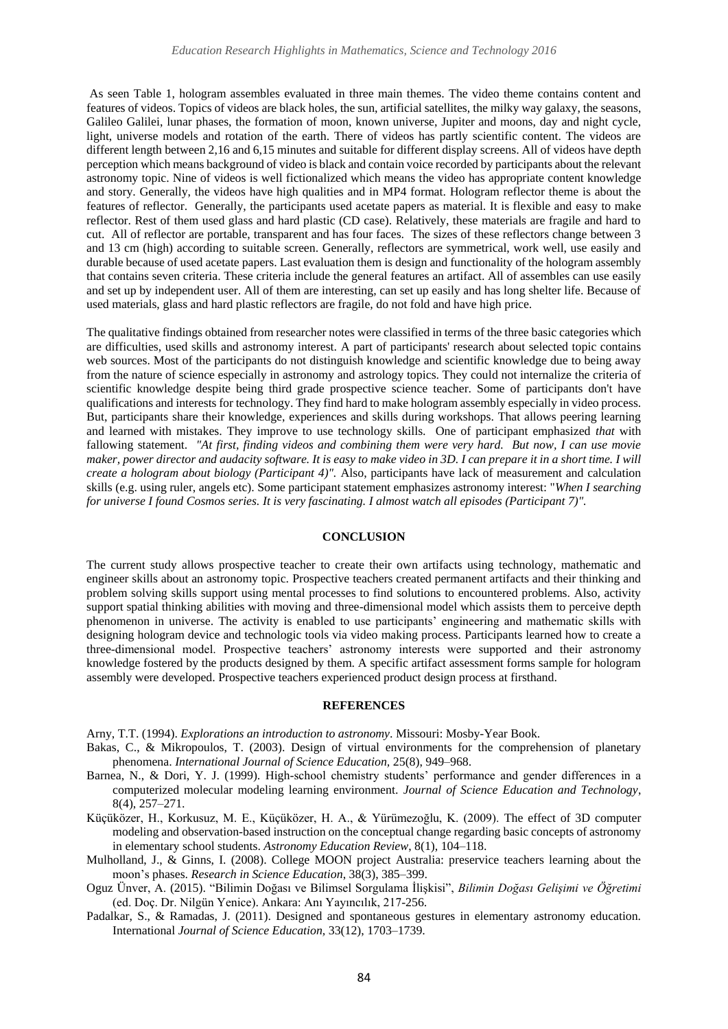As seen Table 1, hologram assembles evaluated in three main themes. The video theme contains content and features of videos. Topics of videos are black holes, the sun, artificial satellites, the milky way galaxy, the seasons, Galileo Galilei, lunar phases, the formation of moon, known universe, Jupiter and moons, day and night cycle, light, universe models and rotation of the earth. There of videos has partly scientific content. The videos are different length between 2,16 and 6,15 minutes and suitable for different display screens. All of videos have depth perception which means background of video is black and contain voice recorded by participants about the relevant astronomy topic. Nine of videos is well fictionalized which means the video has appropriate content knowledge and story. Generally, the videos have high qualities and in MP4 format. Hologram reflector theme is about the features of reflector. Generally, the participants used acetate papers as material. It is flexible and easy to make reflector. Rest of them used glass and hard plastic (CD case). Relatively, these materials are fragile and hard to cut. All of reflector are portable, transparent and has four faces. The sizes of these reflectors change between 3 and 13 cm (high) according to suitable screen. Generally, reflectors are symmetrical, work well, use easily and durable because of used acetate papers. Last evaluation them is design and functionality of the hologram assembly that contains seven criteria. These criteria include the general features an artifact. All of assembles can use easily and set up by independent user. All of them are interesting, can set up easily and has long shelter life. Because of used materials, glass and hard plastic reflectors are fragile, do not fold and have high price.

The qualitative findings obtained from researcher notes were classified in terms of the three basic categories which are difficulties, used skills and astronomy interest. A part of participants' research about selected topic contains web sources. Most of the participants do not distinguish knowledge and scientific knowledge due to being away from the nature of science especially in astronomy and astrology topics. They could not internalize the criteria of scientific knowledge despite being third grade prospective science teacher. Some of participants don't have qualifications and interests for technology. They find hard to make hologram assembly especially in video process. But, participants share their knowledge, experiences and skills during workshops. That allows peering learning and learned with mistakes. They improve to use technology skills. One of participant emphasized *that* with fallowing statement. *"At first, finding videos and combining them were very hard. But now, I can use movie maker, power director and audacity software. It is easy to make video in 3D. I can prepare it in a short time. I will create a hologram about biology (Participant 4)".* Also, participants have lack of measurement and calculation skills (e.g. using ruler, angels etc). Some participant statement emphasizes astronomy interest: "*When I searching for universe I found Cosmos series. It is very fascinating. I almost watch all episodes (Participant 7)".*

## CONCLUSION

The current study allows prospective teacher to create their own artifacts using technology, mathematic and engineer skills about an astronomy topic. Prospective teachers created permanent artifacts and their thinking and problem solving skills support using mental processes to find solutions to encountered problems. Also, activity support spatial thinking abilities with moving and three-dimensional model which assists them to perceive depth phenomenon in universe. The activity is enabled to use participants' engineering and mathematic skills with designing hologram device and technologic tools via video making process. Participants learned how to create a three-dimensional model. Prospective teachers' astronomy interests were supported and their astronomy knowledge fostered by the products designed by them. A specific artifact assessment forms sample for hologram assembly were developed. Prospective teachers experienced product design process at firsthand.

## REFERENCES

Arny, T.T. (1994). *Explorations an introduction to astronomy*. Missouri: Mosby-Year Book.

Bakas, C., & Mikropoulos, T. (2003). Design of virtual environments for the comprehension of planetary phenomena. *International Journal of Science Education,* 25(8), 949–968.

Barnea, N., & Dori, Y. J. (1999). High-school chemistry students' performance and gender differences in a computerized molecular modeling learning environment. *Journal of Science Education and Technology*, 8(4), 257–271.

Küçüközer, H., Korkusuz, M. E., Küçüközer, H. A., & Yürümezoğlu, K. (2009). The effect of 3D computer modeling and observation-based instruction on the conceptual change regarding basic concepts of astronomy in elementary school students. *Astronomy Education Review*, 8(1), 104–118.

Mulholland, J., & Ginns, I. (2008). College MOON project Australia: preservice teachers learning about the moon's phases. *Research in Science Education*, 38(3), 385–399.

Oguz Ünver, A. (2015). "Bilimin Doğası ve Bilimsel Sorgulama İlişkisi", *Bilimin Doğası Gelişimi ve Öğretimi* (ed. Doç. Dr. Nilgün Yenice). Ankara: Anı Yayıncılık, 217-256.

Padalkar, S., & Ramadas, J. (2011). Designed and spontaneous gestures in elementary astronomy education. International *Journal of Science Education,* 33(12), 1703–1739.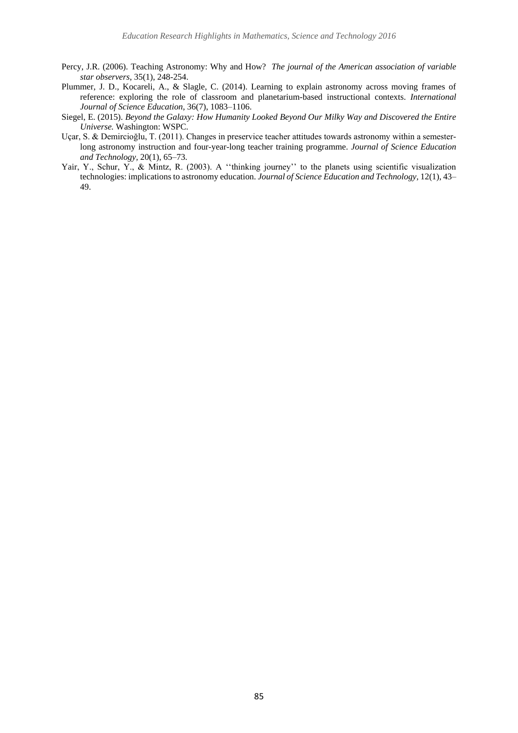Percy, J.R. (2006). Teaching Astronomy: Why and How? *The journal of the American association of variable star observers*, 35(1), 248-254.

Plummer, J. D., Kocareli, A., & Slagle, C. (2014). Learning to explain astronomy across moving frames of reference: exploring the role of classroom and planetarium-based instructional contexts. *International Journal of Science Education,* 36(7), 1083–1106.

Siegel, E. (2015). *Beyond the Galaxy: How Humanity Looked Beyond Our Milky Way and Discovered the Entire Universe.* Washington: WSPC.

Uçar, S. & Demircioğlu, T. (2011). Changes in preservice teacher attitudes towards astronomy within a semester-long astronomy instruction and four-year-long teacher training programme. *Journal of Science Education and Technology,* 20(1), 65–73.

Yair, Y., Schur, Y., & Mintz, R. (2003). A ''thinking journey'' to the planets using scientific visualization technologies: implications to astronomy education. *Journal of Science Education and Technology,* 12(1), 43–49.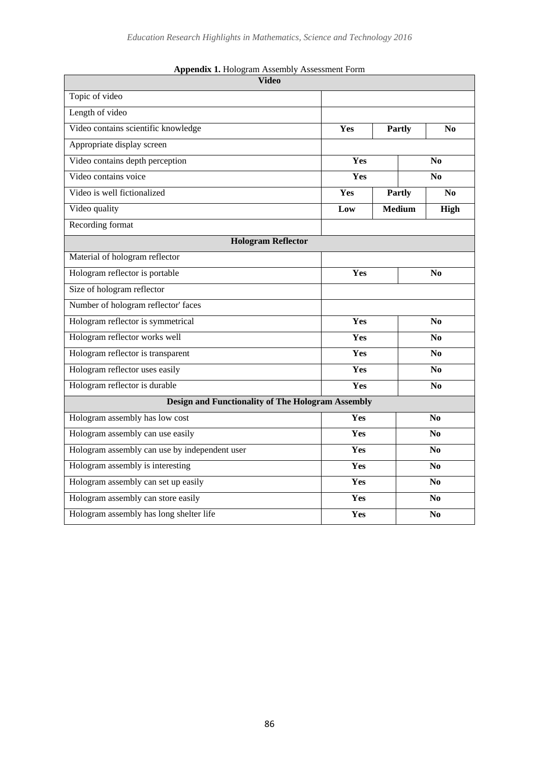**Appendix 1.** Hologram Assembly Assessment Form

| Video | | | |
|---|---|---|---|
| Topic of video | | | |
| Length of video | | | |
| Video contains scientific knowledge | **Yes** | **Partly** | **No** |
| Appropriate display screen | | | |
| Video contains depth perception | **Yes** | | **No** |
| Video contains voice | **Yes** | | **No** |
| Video is well fictionalized | **Yes** | **Partly** | **No** |
| Video quality | **Low** | **Medium** | **High** |
| Recording format | | | |
| **Hologram Reflector** | | | |
| Material of hologram reflector | | | |
| Hologram reflector is portable | **Yes** | | **No** |
| Size of hologram reflector | | | |
| Number of hologram reflector' faces | | | |
| Hologram reflector is symmetrical | **Yes** | | **No** |
| Hologram reflector works well | **Yes** | | **No** |
| Hologram reflector is transparent | **Yes** | | **No** |
| Hologram reflector uses easily | **Yes** | | **No** |
| Hologram reflector is durable | **Yes** | | **No** |
| **Design and Functionality of The Hologram Assembly** | | | |
| Hologram assembly has low cost | **Yes** | | **No** |
| Hologram assembly can use easily | **Yes** | | **No** |
| Hologram assembly can use by independent user | **Yes** | | **No** |
| Hologram assembly is interesting | **Yes** | | **No** |
| Hologram assembly can set up easily | **Yes** | | **No** |
| Hologram assembly can store easily | **Yes** | | **No** |
| Hologram assembly has long shelter life | **Yes** | | **No** |